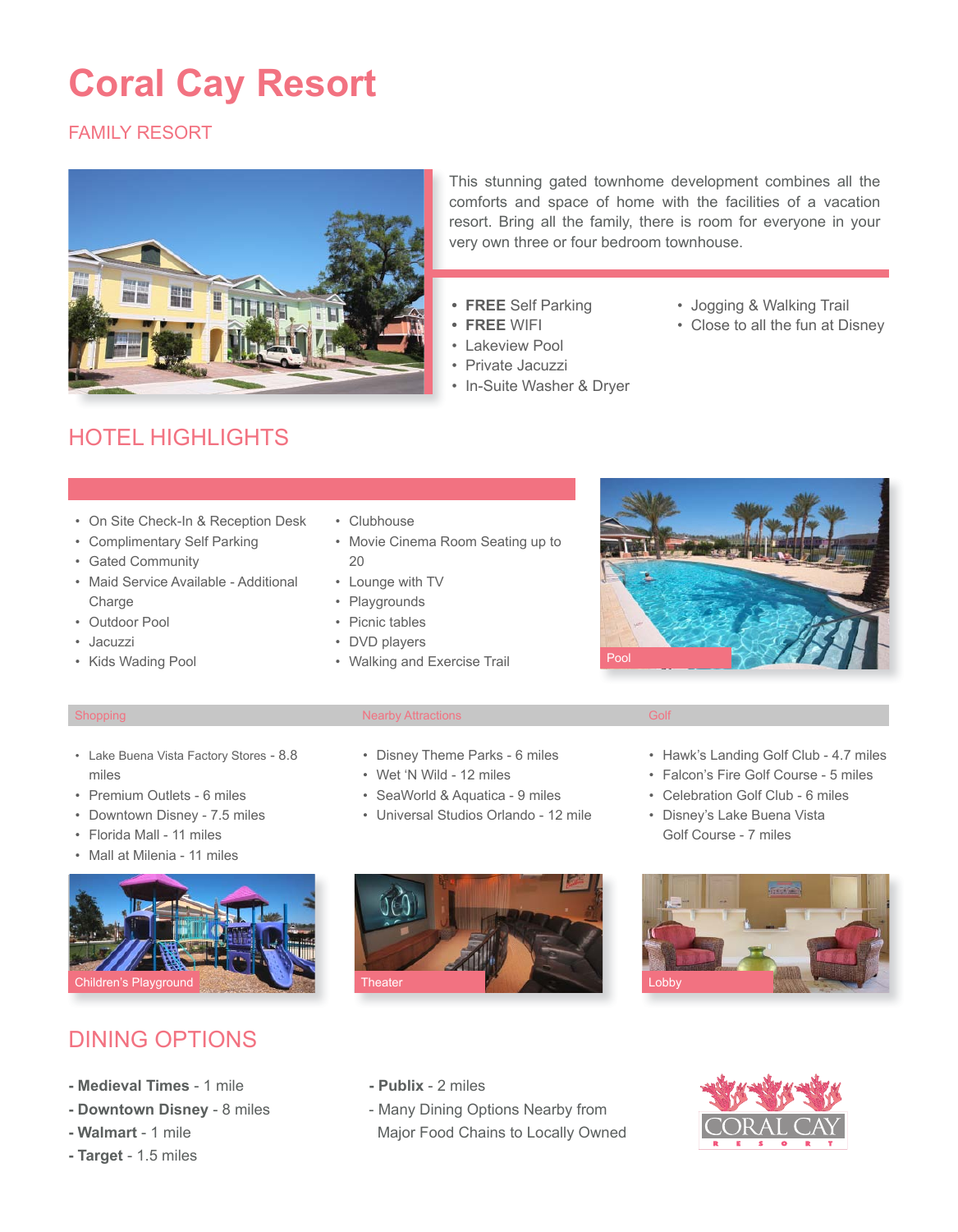# Coral Cay Resort

FAMILY RESORT

This stunning gated townhome development combines all the comforts and space of home with the facilities of a vacation resort. Bring all the family, there is room for everyone in your very own three or four bedroom townhouse.

- **FREE** Self Parking
- **FREE** WIFI
- Lakeview Pool
- Private Jacuzzi
- In-Suite Washer & Dryer
- Jogging & Walking Trail
- Close to all the fun at Disney

## HOTEL HIGHLIGHTS

- On Site Check-In & Reception Desk
- Complimentary Self Parking
- Gated Community
- Maid Service Available - Additional Charge
- Outdoor Pool
- Jacuzzi
- Kids Wading Pool
- Clubhouse
- Movie Cinema Room Seating up to 20
- Lounge with TV
- Playgrounds
- Picnic tables
- DVD players
- Walking and Exercise Trail

Pool

### Shopping

- Lake Buena Vista Factory Stores - 8.8 miles
- Premium Outlets - 6 miles
- Downtown Disney - 7.5 miles
- Florida Mall - 11 miles
- Mall at Milenia - 11 miles

### Nearby Attractions

- Disney Theme Parks - 6 miles
- Wet 'N Wild - 12 miles
- SeaWorld & Aquatica - 9 miles
- Universal Studios Orlando - 12 mile

### Golf

- Hawk's Landing Golf Club - 4.7 miles
- Falcon's Fire Golf Course - 5 miles
- Celebration Golf Club - 6 miles
- Disney's Lake Buena Vista Golf Course - 7 miles

Children's Playground

Theater

Lobby

## DINING OPTIONS

- **Medieval Times** - 1 mile
- **Downtown Disney** - 8 miles
- **Walmart** - 1 mile
- **Target** - 1.5 miles
- **Publix** - 2 miles
- Many Dining Options Nearby from Major Food Chains to Locally Owned

CORAL CAY RESORT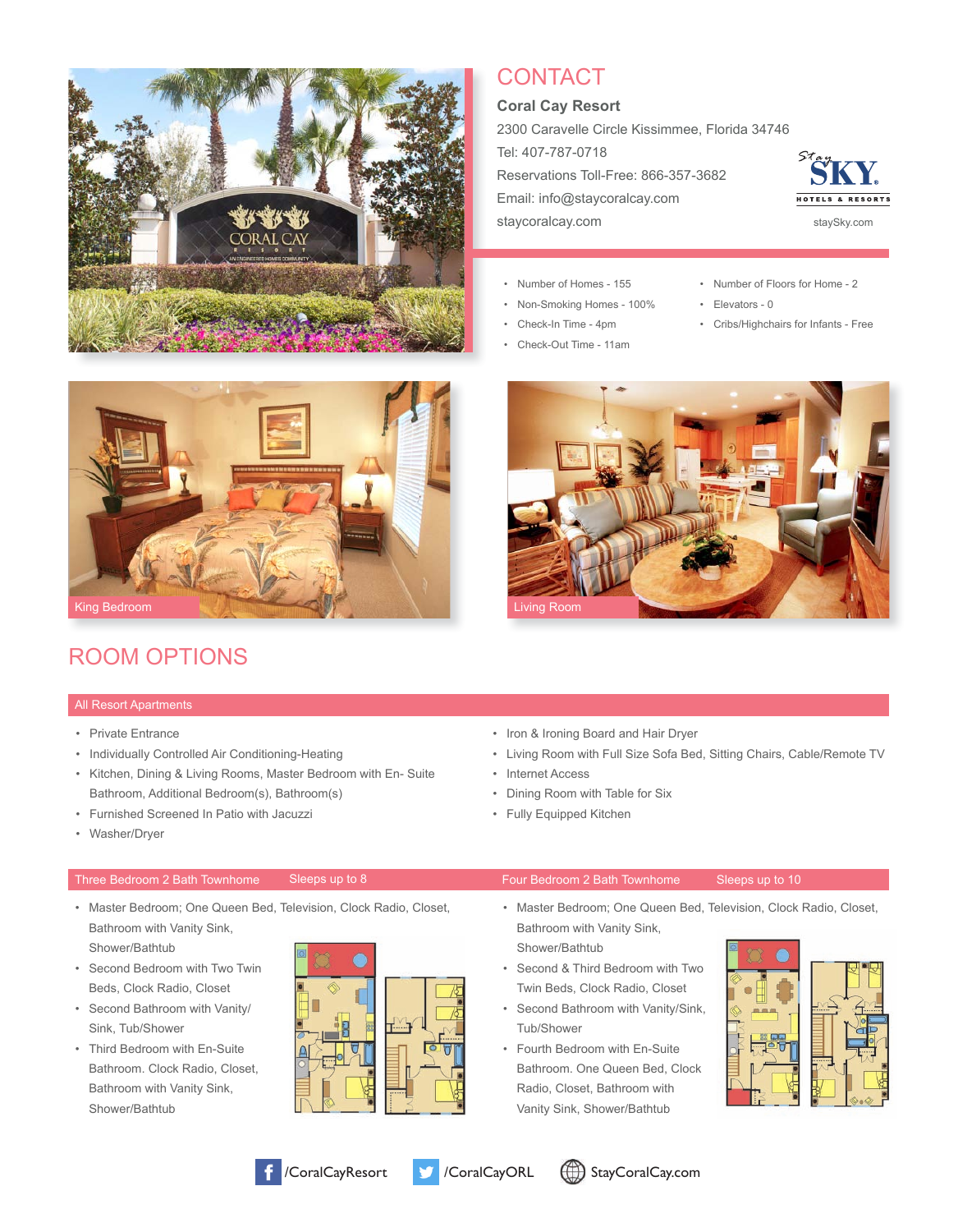## CONTACT

**Coral Cay Resort**

2300 Caravelle Circle Kissimmee, Florida 34746

Tel: 407-787-0718

Reservations Toll-Free: 866-357-3682

Email: info@staycoralcay.com

staycoralcay.com

staySky.com

- Number of Homes - 155
- Non-Smoking Homes - 100%
- Check-In Time - 4pm
- Check-Out Time - 11am
- Number of Floors for Home - 2
- Elevators - 0
- Cribs/Highchairs for Infants - Free

King Bedroom

Living Room

## ROOM OPTIONS

### All Resort Apartments

- Private Entrance
- Individually Controlled Air Conditioning-Heating
- Kitchen, Dining & Living Rooms, Master Bedroom with En- Suite Bathroom, Additional Bedroom(s), Bathroom(s)
- Furnished Screened In Patio with Jacuzzi
- Washer/Dryer
- Iron & Ironing Board and Hair Dryer
- Living Room with Full Size Sofa Bed, Sitting Chairs, Cable/Remote TV
- Internet Access
- Dining Room with Table for Six
- Fully Equipped Kitchen

### Three Bedroom 2 Bath Townhome — Sleeps up to 8

- Master Bedroom; One Queen Bed, Television, Clock Radio, Closet, Bathroom with Vanity Sink, Shower/Bathtub
- Second Bedroom with Two Twin Beds, Clock Radio, Closet
- Second Bathroom with Vanity/ Sink, Tub/Shower
- Third Bedroom with En-Suite Bathroom. Clock Radio, Closet, Bathroom with Vanity Sink, Shower/Bathtub

### Four Bedroom 2 Bath Townhome — Sleeps up to 10

- Master Bedroom; One Queen Bed, Television, Clock Radio, Closet, Bathroom with Vanity Sink, Shower/Bathtub
- Second & Third Bedroom with Two Twin Beds, Clock Radio, Closet
- Second Bathroom with Vanity/Sink, Tub/Shower
- Fourth Bedroom with En-Suite Bathroom. One Queen Bed, Clock Radio, Closet, Bathroom with Vanity Sink, Shower/Bathtub

/CoralCayResort /CoralCayORL StayCoralCay.com